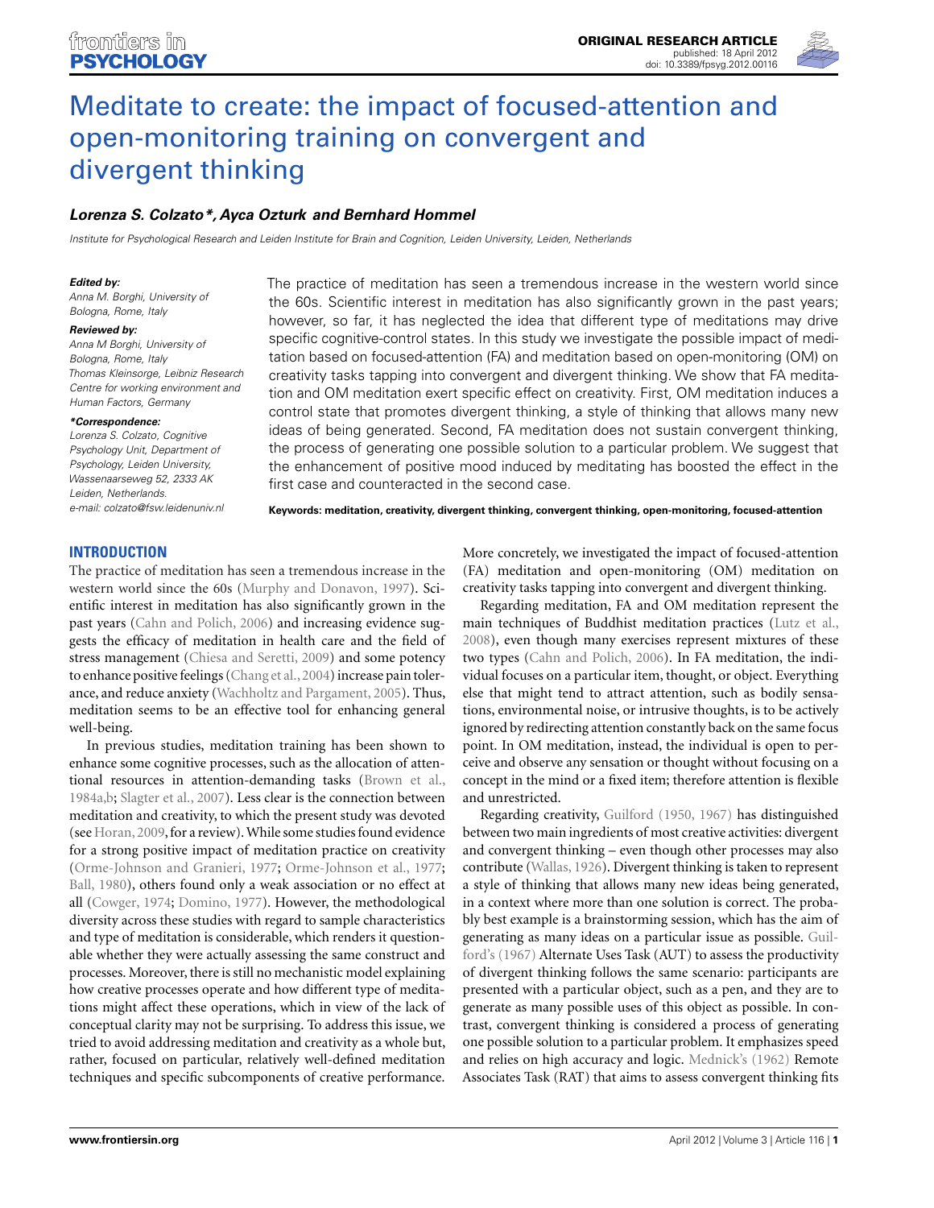# Meditate to create: the impact of focused-attention and open-monitoring training on convergent and divergent thinking

***Lorenza S. Colzato\*, Ayca Ozturk and Bernhard Hommel***

*Institute for Psychological Research and Leiden Institute for Brain and Cognition, Leiden University, Leiden, Netherlands*

***Edited by:***
*Anna M. Borghi, University of Bologna, Rome, Italy*

***Reviewed by:***
*Anna M Borghi, University of Bologna, Rome, Italy*
*Thomas Kleinsorge, Leibniz Research Centre for Working environment and Human Factors, Germany*

***\*Correspondence:***
*Lorenza S. Colzato, Cognitive Psychology Unit, Department of Psychology, Leiden University, Wassenaarseweg 52, 2333 AK Leiden, Netherlands.*
*e-mail: colzato@fsw.leidenuniv.nl*

The practice of meditation has seen a tremendous increase in the western world since the 60s. Scientific interest in meditation has also significantly grown in the past years; however, so far, it has neglected the idea that different type of meditations may drive specific cognitive-control states. In this study we investigate the possible impact of meditation based on focused-attention (FA) and meditation based on open-monitoring (OM) on creativity tasks tapping into convergent and divergent thinking. We show that FA meditation and OM meditation exert specific effect on creativity. First, OM meditation induces a control state that promotes divergent thinking, a style of thinking that allows many new ideas of being generated. Second, FA meditation does not sustain convergent thinking, the process of generating one possible solution to a particular problem. We suggest that the enhancement of positive mood induced by meditating has boosted the effect in the first case and counteracted in the second case.

**Keywords: meditation, creativity, divergent thinking, convergent thinking, open-monitoring, focused-attention**

## INTRODUCTION

The practice of meditation has seen a tremendous increase in the western world since the 60s (Murphy and Donavon, 1997). Scientific interest in meditation has also significantly grown in the past years (Cahn and Polich, 2006) and increasing evidence suggests the efficacy of meditation in health care and the field of stress management (Chiesa and Seretti, 2009) and some potency to enhance positive feelings (Chang et al., 2004) increase pain tolerance, and reduce anxiety (Wachholtz and Pargament, 2005). Thus, meditation seems to be an effective tool for enhancing general well-being.

In previous studies, meditation training has been shown to enhance some cognitive processes, such as the allocation of attentional resources in attention-demanding tasks (Brown et al., 1984a,b; Slagter et al., 2007). Less clear is the connection between meditation and creativity, to which the present study was devoted (see Horan, 2009, for a review). While some studies found evidence for a strong positive impact of meditation practice on creativity (Orme-Johnson and Granieri, 1977; Orme-Johnson et al., 1977; Ball, 1980), others found only a weak association or no effect at all (Cowger, 1974; Domino, 1977). However, the methodological diversity across these studies with regard to sample characteristics and type of meditation is considerable, which renders it questionable whether they were actually assessing the same construct and processes. Moreover, there is still no mechanistic model explaining how creative processes operate and how different type of meditations might affect these operations, which in view of the lack of conceptual clarity may not be surprising. To address this issue, we tried to avoid addressing meditation and creativity as a whole but, rather, focused on particular, relatively well-defined meditation techniques and specific subcomponents of creative performance. More concretely, we investigated the impact of focused-attention (FA) meditation and open-monitoring (OM) meditation on creativity tasks tapping into convergent and divergent thinking.

Regarding meditation, FA and OM meditation represent the main techniques of Buddhist meditation practices (Lutz et al., 2008), even though many exercises represent mixtures of these two types (Cahn and Polich, 2006). In FA meditation, the individual focuses on a particular item, thought, or object. Everything else that might tend to attract attention, such as bodily sensations, environmental noise, or intrusive thoughts, is to be actively ignored by redirecting attention constantly back on the same focus point. In OM meditation, instead, the individual is open to perceive and observe any sensation or thought without focusing on a concept in the mind or a fixed item; therefore attention is flexible and unrestricted.

Regarding creativity, Guilford (1950, 1967) has distinguished between two main ingredients of most creative activities: divergent and convergent thinking – even though other processes may also contribute (Wallas, 1926). Divergent thinking is taken to represent a style of thinking that allows many new ideas being generated, in a context where more than one solution is correct. The probably best example is a brainstorming session, which has the aim of generating as many ideas on a particular issue as possible. Guilford's (1967) Alternate Uses Task (AUT) to assess the productivity of divergent thinking follows the same scenario: participants are presented with a particular object, such as a pen, and they are to generate as many possible uses of this object as possible. In contrast, convergent thinking is considered a process of generating one possible solution to a particular problem. It emphasizes speed and relies on high accuracy and logic. Mednick's (1962) Remote Associates Task (RAT) that aims to assess convergent thinking fits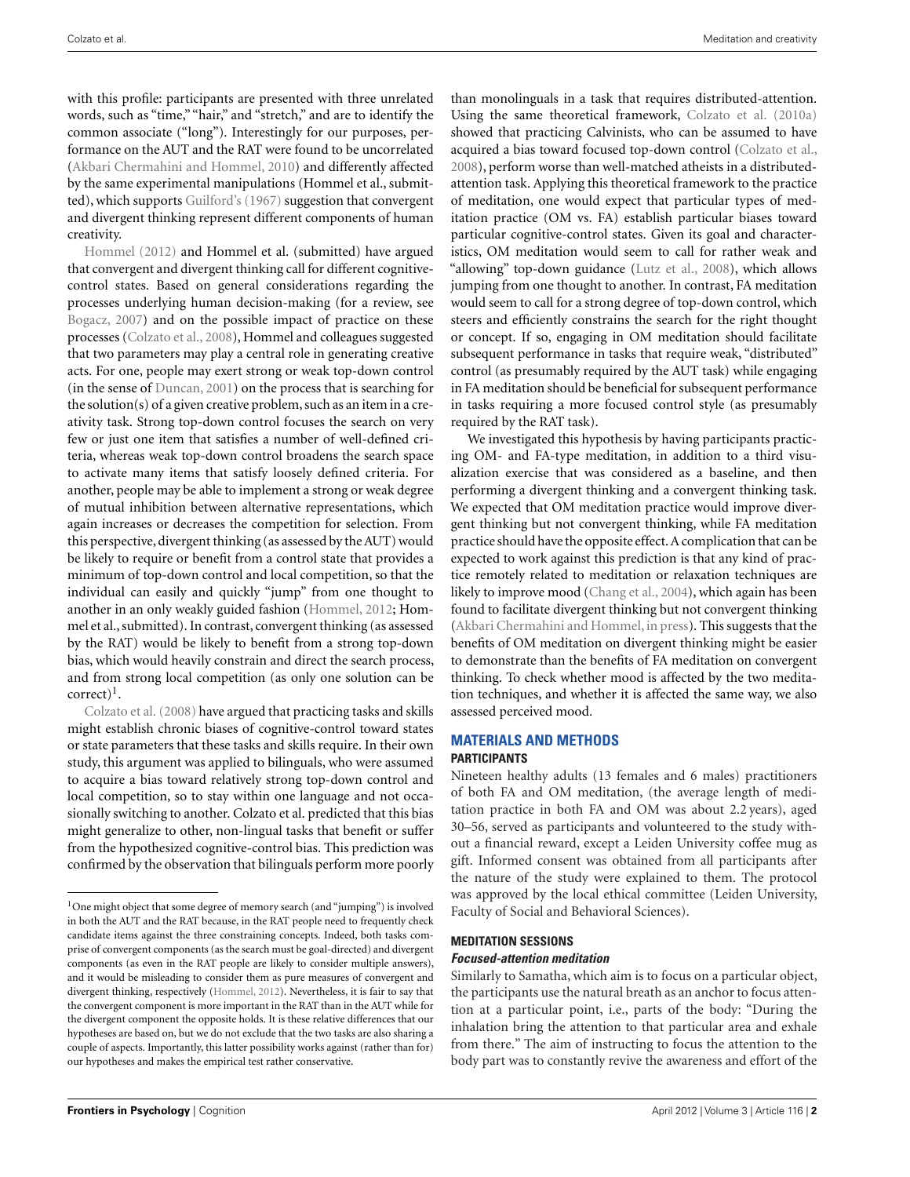with this profile: participants are presented with three unrelated words, such as "time," "hair," and "stretch," and are to identify the common associate ("long"). Interestingly for our purposes, performance on the AUT and the RAT were found to be uncorrelated (Akbari Chermahini and Hommel, 2010) and differently affected by the same experimental manipulations (Hommel et al., submitted), which supports Guilford's (1967) suggestion that convergent and divergent thinking represent different components of human creativity.

Hommel (2012) and Hommel et al. (submitted) have argued that convergent and divergent thinking call for different cognitive-control states. Based on general considerations regarding the processes underlying human decision-making (for a review, see Bogacz, 2007) and on the possible impact of practice on these processes (Colzato et al., 2008), Hommel and colleagues suggested that two parameters may play a central role in generating creative acts. For one, people may exert strong or weak top-down control (in the sense of Duncan, 2001) on the process that is searching for the solution(s) of a given creative problem, such as an item in a creativity task. Strong top-down control focuses the search on very few or just one item that satisfies a number of well-defined criteria, whereas weak top-down control broadens the search space to activate many items that satisfy loosely defined criteria. For another, people may be able to implement a strong or weak degree of mutual inhibition between alternative representations, which again increases or decreases the competition for selection. From this perspective, divergent thinking (as assessed by the AUT) would be likely to require or benefit from a control state that provides a minimum of top-down control and local competition, so that the individual can easily and quickly "jump" from one thought to another in an only weakly guided fashion (Hommel, 2012; Hommel et al., submitted). In contrast, convergent thinking (as assessed by the RAT) would be likely to benefit from a strong top-down bias, which would heavily constrain and direct the search process, and from strong local competition (as only one solution can be correct)[1].

Colzato et al. (2008) have argued that practicing tasks and skills might establish chronic biases of cognitive-control toward states or state parameters that these tasks and skills require. In their own study, this argument was applied to bilinguals, who were assumed to acquire a bias toward relatively strong top-down control and local competition, so to stay within one language and not occasionally switching to another. Colzato et al. predicted that this bias might generalize to other, non-lingual tasks that benefit or suffer from the hypothesized cognitive-control bias. This prediction was confirmed by the observation that bilinguals perform more poorly than monolinguals in a task that requires distributed-attention. Using the same theoretical framework, Colzato et al. (2010a) showed that practicing Calvinists, who can be assumed to have acquired a bias toward focused top-down control (Colzato et al., 2008), perform worse than well-matched atheists in a distributed-attention task. Applying this theoretical framework to the practice of meditation, one would expect that particular types of meditation practice (OM vs. FA) establish particular biases toward particular cognitive-control states. Given its goal and characteristics, OM meditation would seem to call for rather weak and "allowing" top-down guidance (Lutz et al., 2008), which allows jumping from one thought to another. In contrast, FA meditation would seem to call for a strong degree of top-down control, which steers and efficiently constrains the search for the right thought or concept. If so, engaging in OM meditation should facilitate subsequent performance in tasks that require weak, "distributed" control (as presumably required by the AUT task) while engaging in FA meditation should be beneficial for subsequent performance in tasks requiring a more focused control style (as presumably required by the RAT task).

We investigated this hypothesis by having participants practicing OM- and FA-type meditation, in addition to a third visualization exercise that was considered as a baseline, and then performing a divergent thinking and a convergent thinking task. We expected that OM meditation practice would improve divergent thinking but not convergent thinking, while FA meditation practice should have the opposite effect. A complication that can be expected to work against this prediction is that any kind of practice remotely related to meditation or relaxation techniques are likely to improve mood (Chang et al., 2004), which again has been found to facilitate divergent thinking but not convergent thinking (Akbari Chermahini and Hommel, in press). This suggests that the benefits of OM meditation on divergent thinking might be easier to demonstrate than the benefits of FA meditation on convergent thinking. To check whether mood is affected by the two meditation techniques, and whether it is affected the same way, we also assessed perceived mood.

## MATERIALS AND METHODS

### PARTICIPANTS

Nineteen healthy adults (13 females and 6 males) practitioners of both FA and OM meditation, (the average length of meditation practice in both FA and OM was about 2.2 years), aged 30–56, served as participants and volunteered to the study without a financial reward, except a Leiden University coffee mug as gift. Informed consent was obtained from all participants after the nature of the study were explained to them. The protocol was approved by the local ethical committee (Leiden University, Faculty of Social and Behavioral Sciences).

### MEDITATION SESSIONS

#### *Focused-attention meditation*

Similarly to Samatha, which aim is to focus on a particular object, the participants use the natural breath as an anchor to focus attention at a particular point, i.e., parts of the body: "During the inhalation bring the attention to that particular area and exhale from there." The aim of instructing to focus the attention to the body part was to constantly revive the awareness and effort of the

[1] One might object that some degree of memory search (and "jumping") is involved in both the AUT and the RAT because, in the RAT people need to frequently check candidate items against the three constraining concepts. Indeed, both tasks comprise of convergent components (as the search must be goal-directed) and divergent components (as even in the RAT people are likely to consider multiple answers), and it would be misleading to consider them as pure measures of convergent and divergent thinking, respectively (Hommel, 2012). Nevertheless, it is fair to say that the convergent component is more important in the RAT than in the AUT while for the divergent component the opposite holds. It is these relative differences that our hypotheses are based on, but we do not exclude that the two tasks are also sharing a couple of aspects. Importantly, this latter possibility works against (rather than for) our hypotheses and makes the empirical test rather conservative.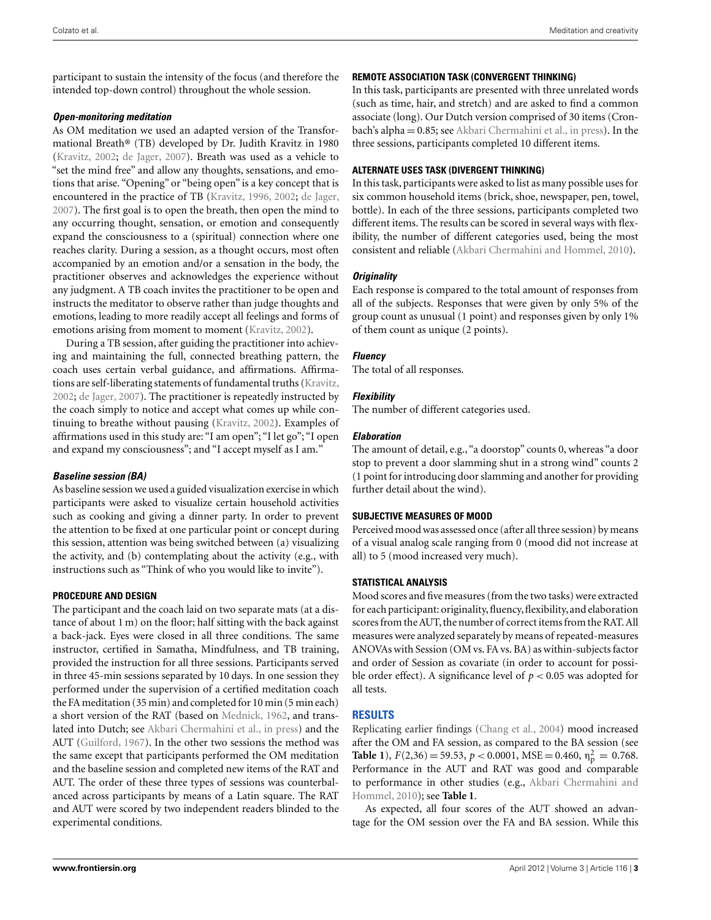participant to sustain the intensity of the focus (and therefore the intended top-down control) throughout the whole session.

#### *Open-monitoring meditation*

As OM meditation we used an adapted version of the Transformational Breath® (TB) developed by Dr. Judith Kravitz in 1980 (Kravitz, 2002; de Jager, 2007). Breath was used as a vehicle to "set the mind free" and allow any thoughts, sensations, and emotions that arise. "Opening" or "being open" is a key concept that is encountered in the practice of TB (Kravitz, 1996, 2002; de Jager, 2007). The first goal is to open the breath, then open the mind to any occurring thought, sensation, or emotion and consequently expand the consciousness to a (spiritual) connection where one reaches clarity. During a session, as a thought occurs, most often accompanied by an emotion and/or a sensation in the body, the practitioner observes and acknowledges the experience without any judgment. A TB coach invites the practitioner to be open and instructs the meditator to observe rather than judge thoughts and emotions, leading to more readily accept all feelings and forms of emotions arising from moment to moment (Kravitz, 2002).

During a TB session, after guiding the practitioner into achieving and maintaining the full, connected breathing pattern, the coach uses certain verbal guidance, and affirmations. Affirmations are self-liberating statements of fundamental truths (Kravitz, 2002; de Jager, 2007). The practitioner is repeatedly instructed by the coach simply to notice and accept what comes up while continuing to breathe without pausing (Kravitz, 2002). Examples of affirmations used in this study are: "I am open"; "I let go"; "I open and expand my consciousness"; and "I accept myself as I am."

#### *Baseline session (BA)*

As baseline session we used a guided visualization exercise in which participants were asked to visualize certain household activities such as cooking and giving a dinner party. In order to prevent the attention to be fixed at one particular point or concept during this session, attention was being switched between (a) visualizing the activity, and (b) contemplating about the activity (e.g., with instructions such as "Think of who you would like to invite").

### PROCEDURE AND DESIGN

The participant and the coach laid on two separate mats (at a distance of about 1 m) on the floor; half sitting with the back against a back-jack. Eyes were closed in all three conditions. The same instructor, certified in Samatha, Mindfulness, and TB training, provided the instruction for all three sessions. Participants served in three 45-min sessions separated by 10 days. In one session they performed under the supervision of a certified meditation coach the FA meditation (35 min) and completed for 10 min (5 min each) a short version of the RAT (based on Mednick, 1962, and translated into Dutch; see Akbari Chermahini et al., in press) and the AUT (Guilford, 1967). In the other two sessions the method was the same except that participants performed the OM meditation and the baseline session and completed new items of the RAT and AUT. The order of these three types of sessions was counterbalanced across participants by means of a Latin square. The RAT and AUT were scored by two independent readers blinded to the experimental conditions.

### REMOTE ASSOCIATION TASK (CONVERGENT THINKING)

In this task, participants are presented with three unrelated words (such as time, hair, and stretch) and are asked to find a common associate (long). Our Dutch version comprised of 30 items (Cronbach's alpha = 0.85; see Akbari Chermahini et al., in press). In the three sessions, participants completed 10 different items.

### ALTERNATE USES TASK (DIVERGENT THINKING)

In this task, participants were asked to list as many possible uses for six common household items (brick, shoe, newspaper, pen, towel, bottle). In each of the three sessions, participants completed two different items. The results can be scored in several ways with flexibility, the number of different categories used, being the most consistent and reliable (Akbari Chermahini and Hommel, 2010).

#### *Originality*

Each response is compared to the total amount of responses from all of the subjects. Responses that were given by only 5% of the group count as unusual (1 point) and responses given by only 1% of them count as unique (2 points).

#### *Fluency*

The total of all responses.

#### *Flexibility*

The number of different categories used.

#### *Elaboration*

The amount of detail, e.g., "a doorstop" counts 0, whereas "a door stop to prevent a door slamming shut in a strong wind" counts 2 (1 point for introducing door slamming and another for providing further detail about the wind).

### SUBJECTIVE MEASURES OF MOOD

Perceived mood was assessed once (after all three session) by means of a visual analog scale ranging from 0 (mood did not increase at all) to 5 (mood increased very much).

### STATISTICAL ANALYSIS

Mood scores and five measures (from the two tasks) were extracted for each participant: originality, fluency, flexibility, and elaboration scores from the AUT, the number of correct items from the RAT. All measures were analyzed separately by means of repeated-measures ANOVAs with Session (OM vs. FA vs. BA) as within-subjects factor and order of Session as covariate (in order to account for possible order effect). A significance level of $p < 0.05$ was adopted for all tests.

## RESULTS

Replicating earlier findings (Chang et al., 2004) mood increased after the OM and FA session, as compared to the BA session (see **Table 1**), $F(2,36) = 59.53$, $p < 0.0001$, $MSE = 0.460$, $\eta_p^2 = 0.768$. Performance in the AUT and RAT was good and comparable to performance in other studies (e.g., Akbari Chermahini and Hommel, 2010); see **Table 1**.

As expected, all four scores of the AUT showed an advantage for the OM session over the FA and BA session. While this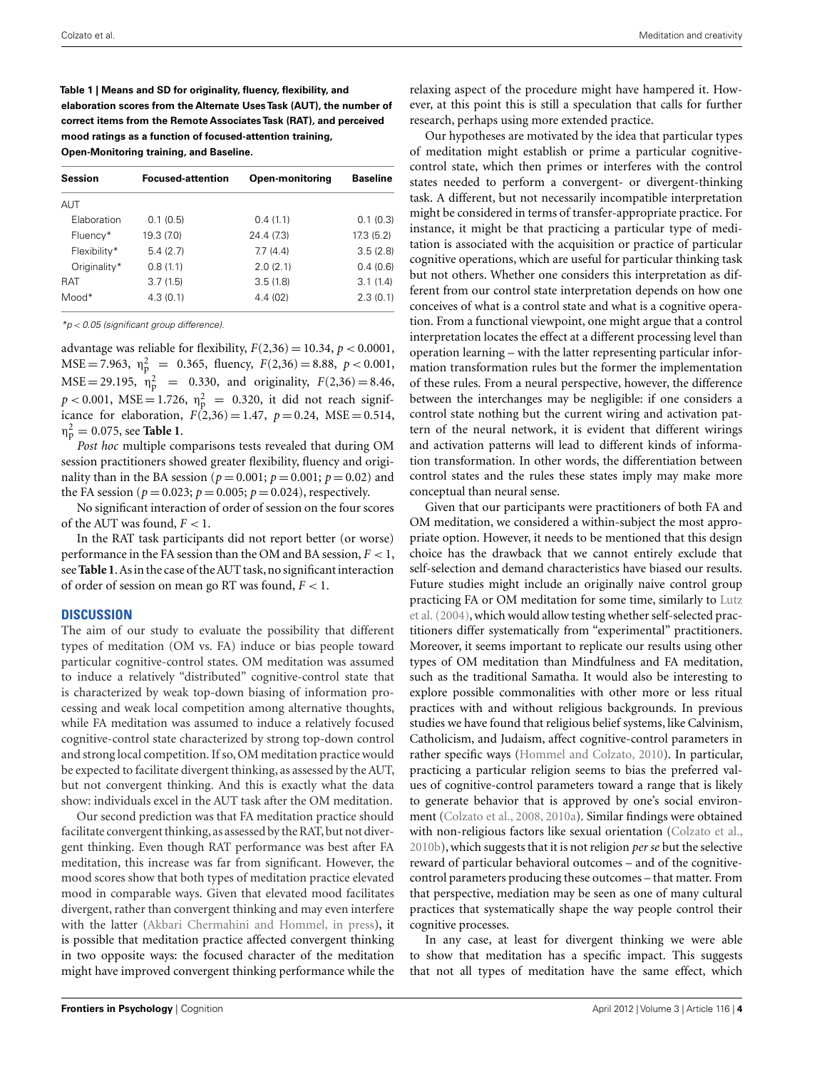**Table 1 | Means and SD for originality, fluency, flexibility, and elaboration scores from the Alternate Uses Task (AUT), the number of correct items from the Remote Associates Task (RAT), and perceived mood ratings as a function of focused-attention training, Open-Monitoring training, and Baseline.**

| Session | Focused-attention | Open-monitoring | Baseline |
|---|---|---|---|
| AUT | | | |
| Elaboration | 0.1 (0.5) | 0.4 (1.1) | 0.1 (0.3) |
| Fluency* | 19.3 (7.0) | 24.4 (7.3) | 17.3 (5.2) |
| Flexibility* | 5.4 (2.7) | 7.7 (4.4) | 3.5 (2.8) |
| Originality* | 0.8 (1.1) | 2.0 (2.1) | 0.4 (0.6) |
| RAT | 3.7 (1.5) | 3.5 (1.8) | 3.1 (1.4) |
| Mood* | 4.3 (0.1) | 4.4 (02) | 2.3 (0.1) |

*$p < 0.05$ (significant group difference).*

advantage was reliable for flexibility, $F(2,36) = 10.34$, $p < 0.0001$, $MSE = 7.963$, $\eta_p^2 = 0.365$, fluency, $F(2,36) = 8.88$, $p < 0.001$, $MSE = 29.195$, $\eta_p^2 = 0.330$, and originality, $F(2,36) = 8.46$, $p < 0.001$, $MSE = 1.726$, $\eta_p^2 = 0.320$, it did not reach significance for elaboration, $F(2,36) = 1.47$, $p = 0.24$, $MSE = 0.514$, $\eta_p^2 = 0.075$, see **Table 1**.

*Post hoc* multiple comparisons tests revealed that during OM session practitioners showed greater flexibility, fluency and originality than in the BA session ($p = 0.001$; $p = 0.001$; $p = 0.02$) and the FA session ($p = 0.023$; $p = 0.005$; $p = 0.024$), respectively.

No significant interaction of order of session on the four scores of the AUT was found, $F < 1$.

In the RAT task participants did not report better (or worse) performance in the FA session than the OM and BA session, $F < 1$, see **Table 1**. As in the case of the AUT task, no significant interaction of order of session on mean go RT was found, $F < 1$.

## DISCUSSION

The aim of our study to evaluate the possibility that different types of meditation (OM vs. FA) induce or bias people toward particular cognitive-control states. OM meditation was assumed to induce a relatively "distributed" cognitive-control state that is characterized by weak top-down biasing of information processing and weak local competition among alternative thoughts, while FA meditation was assumed to induce a relatively focused cognitive-control state characterized by strong top-down control and strong local competition. If so, OM meditation practice would be expected to facilitate divergent thinking, as assessed by the AUT, but not convergent thinking. And this is exactly what the data show: individuals excel in the AUT task after the OM meditation.

Our second prediction was that FA meditation practice should facilitate convergent thinking, as assessed by the RAT, but not divergent thinking. Even though RAT performance was best after FA meditation, this increase was far from significant. However, the mood scores show that both types of meditation practice elevated mood in comparable ways. Given that elevated mood facilitates divergent, rather than convergent thinking and may even interfere with the latter (Akbari Chermahini and Hommel, in press), it is possible that meditation practice affected convergent thinking in two opposite ways: the focused character of the meditation might have improved convergent thinking performance while the relaxing aspect of the procedure might have hampered it. However, at this point this is still a speculation that calls for further research, perhaps using more extended practice.

Our hypotheses are motivated by the idea that particular types of meditation might establish or prime a particular cognitive-control state, which then primes or interferes with the control states needed to perform a convergent- or divergent-thinking task. A different, but not necessarily incompatible interpretation might be considered in terms of transfer-appropriate practice. For instance, it might be that practicing a particular type of meditation is associated with the acquisition or practice of particular cognitive operations, which are useful for particular thinking task but not others. Whether one considers this interpretation as different from our control state interpretation depends on how one conceives of what is a control state and what is a cognitive operation. From a functional viewpoint, one might argue that a control interpretation locates the effect at a different processing level than operation learning – with the latter representing particular information transformation rules but the former the implementation of these rules. From a neural perspective, however, the difference between the interchanges may be negligible: if one considers a control state nothing but the current wiring and activation pattern of the neural network, it is evident that different wirings and activation patterns will lead to different kinds of information transformation. In other words, the differentiation between control states and the rules these states imply may make more conceptual than neural sense.

Given that our participants were practitioners of both FA and OM meditation, we considered a within-subject the most appropriate option. However, it needs to be mentioned that this design choice has the drawback that we cannot entirely exclude that self-selection and demand characteristics have biased our results. Future studies might include an originally naive control group practicing FA or OM meditation for some time, similarly to Lutz et al. (2004), which would allow testing whether self-selected practitioners differ systematically from "experimental" practitioners. Moreover, it seems important to replicate our results using other types of OM meditation than Mindfulness and FA meditation, such as the traditional Samatha. It would also be interesting to explore possible commonalities with other more or less ritual practices with and without religious backgrounds. In previous studies we have found that religious belief systems, like Calvinism, Catholicism, and Judaism, affect cognitive-control parameters in rather specific ways (Hommel and Colzato, 2010). In particular, practicing a particular religion seems to bias the preferred values of cognitive-control parameters toward a range that is likely to generate behavior that is approved by one's social environment (Colzato et al., 2008, 2010a). Similar findings were obtained with non-religious factors like sexual orientation (Colzato et al., 2010b), which suggests that it is not religion *per se* but the selective reward of particular behavioral outcomes – and of the cognitive-control parameters producing these outcomes – that matter. From that perspective, mediation may be seen as one of many cultural practices that systematically shape the way people control their cognitive processes.

In any case, at least for divergent thinking we were able to show that meditation has a specific impact. This suggests that not all types of meditation have the same effect, which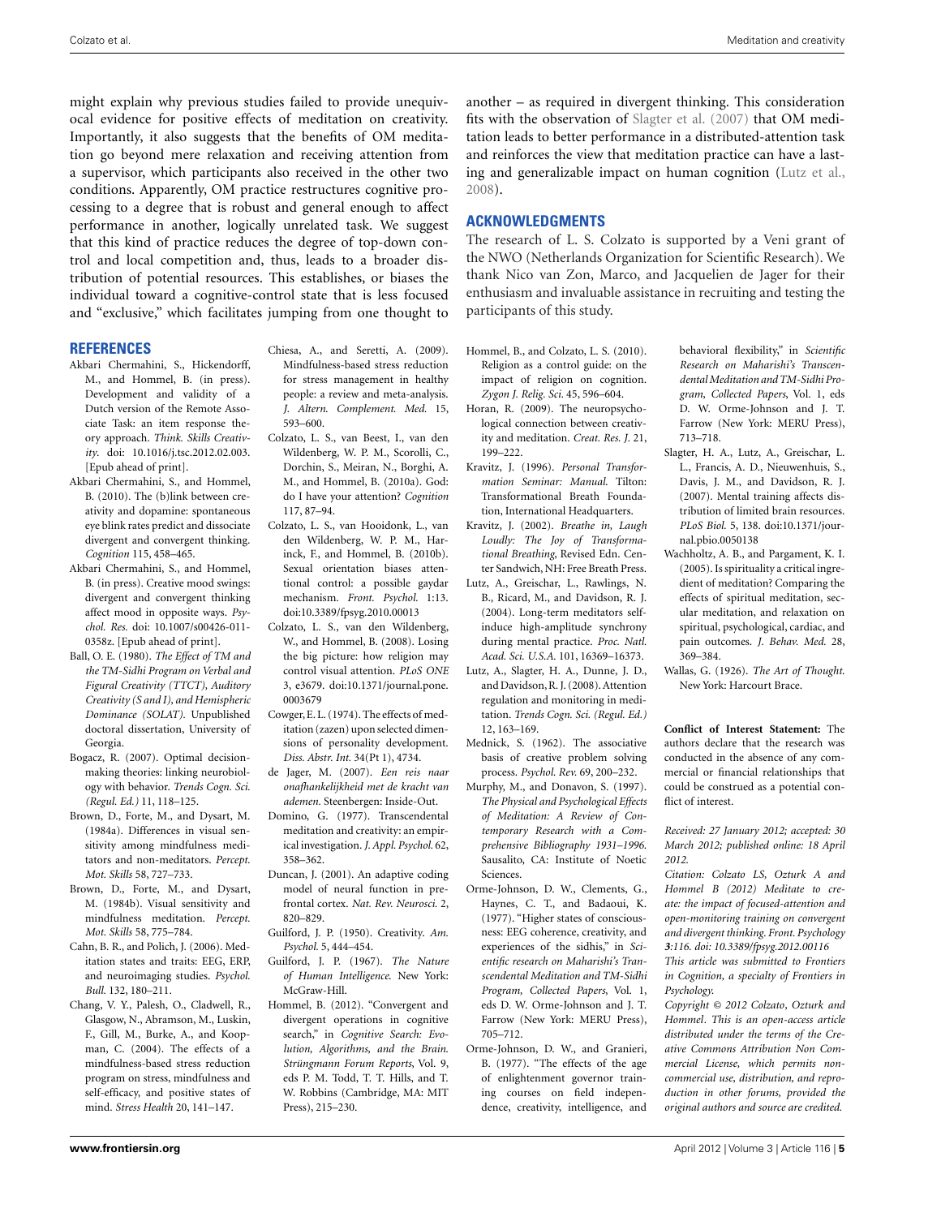might explain why previous studies failed to provide unequivocal evidence for positive effects of meditation on creativity. Importantly, it also suggests that the benefits of OM meditation go beyond mere relaxation and receiving attention from a supervisor, which participants also received in the other two conditions. Apparently, OM practice restructures cognitive processing to a degree that is robust and general enough to affect performance in another, logically unrelated task. We suggest that this kind of practice reduces the degree of top-down control and local competition and, thus, leads to a broader distribution of potential resources. This establishes, or biases the individual toward a cognitive-control state that is less focused and "exclusive," which facilitates jumping from one thought to another – as required in divergent thinking. This consideration fits with the observation of Slagter et al. (2007) that OM meditation leads to better performance in a distributed-attention task and reinforces the view that meditation practice can have a lasting and generalizable impact on human cognition (Lutz et al., 2008).

## ACKNOWLEDGMENTS

The research of L. S. Colzato is supported by a Veni grant of the NWO (Netherlands Organization for Scientific Research). We thank Nico van Zon, Marco, and Jacquelien de Jager for their enthusiasm and invaluable assistance in recruiting and testing the participants of this study.

## REFERENCES

Akbari Chermahini, S., Hickendorff, M., and Hommel, B. (in press). Development and validity of a Dutch version of the Remote Associate Task: an item response theory approach. *Think. Skills Creativity*. doi: 10.1016/j.tsc.2012.02.003. [Epub ahead of print].

Akbari Chermahini, S., and Hommel, B. (2010). The (b)link between creativity and dopamine: spontaneous eye blink rates predict and dissociate divergent and convergent thinking. *Cognition* 115, 458–465.

Akbari Chermahini, S., and Hommel, B. (in press). Creative mood swings: divergent and convergent thinking affect mood in opposite ways. *Psychol. Res.* doi: 10.1007/s00426-011-0358z. [Epub ahead of print].

Ball, O. E. (1980). *The Effect of TM and the TM-Sidhi Program on Verbal and Figural Creativity (TTCT), Auditory Creativity (S and I), and Hemispheric Dominance (SOLAT).* Unpublished doctoral dissertation, University of Georgia.

Bogacz, R. (2007). Optimal decision-making theories: linking neurobiology with behavior. *Trends Cogn. Sci. (Regul. Ed.)* 11, 118–125.

Brown, D., Forte, M., and Dysart, M. (1984a). Differences in visual sensitivity among mindfulness meditators and non-meditators. *Percept. Mot. Skills* 58, 727–733.

Brown, D., Forte, M., and Dysart, M. (1984b). Visual sensitivity and mindfulness meditation. *Percept. Mot. Skills* 58, 775–784.

Cahn, B. R., and Polich, J. (2006). Meditation states and traits: EEG, ERP, and neuroimaging studies. *Psychol. Bull.* 132, 180–211.

Chang, V. Y., Palesh, O., Cladwell, R., Glasgow, N., Abramson, M., Luskin, F., Gill, M., Burke, A., and Koopman, C. (2004). The effects of a mindfulness-based stress reduction program on stress, mindfulness and self-efficacy, and positive states of mind. *Stress Health* 20, 141–147.

Chiesa, A., and Seretti, A. (2009). Mindfulness-based stress reduction for stress management in healthy people: a review and meta-analysis. *J. Altern. Complement. Med.* 15, 593–600.

Colzato, L. S., van Beest, I., van den Wildenberg, W. P. M., Scorolli, C., Dorchin, S., Meiran, N., Borghi, A. M., and Hommel, B. (2010a). God: do I have your attention? *Cognition* 117, 87–94.

Colzato, L. S., van Hooidonk, L., van den Wildenberg, W. P. M., Harinck, F., and Hommel, B. (2010b). Sexual orientation biases attentional control: a possible gaydar mechanism. *Front. Psychol.* 1:13. doi:10.3389/fpsyg.2010.00013

Colzato, L. S., van den Wildenberg, W., and Hommel, B. (2008). Losing the big picture: how religion may control visual attention. *PLoS ONE* 3, e3679. doi:10.1371/journal.pone.0003679

Cowger, E. L. (1974). The effects of meditation (zazen) upon selected dimensions of personality development. *Diss. Abstr. Int.* 34(Pt 1), 4734.

de Jager, M. (2007). *Een reis naar onafhankelijkheid met de kracht van ademen.* Steenbergen: Inside-Out.

Domino, G. (1977). Transcendental meditation and creativity: an empirical investigation. *J. Appl. Psychol.* 62, 358–362.

Duncan, J. (2001). An adaptive coding model of neural function in prefrontal cortex. *Nat. Rev. Neurosci.* 2, 820–829.

Guilford, J. P. (1950). Creativity. *Am. Psychol.* 5, 444–454.

Guilford, J. P. (1967). *The Nature of Human Intelligence.* New York: McGraw-Hill.

Hommel, B. (2012). "Convergent and divergent operations in cognitive search," in *Cognitive Search: Evolution, Algorithms, and the Brain. Strüngmann Forum Reports*, Vol. 9, eds P. M. Todd, T. T. Hills, and T. W. Robbins (Cambridge, MA: MIT Press), 215–230.

Hommel, B., and Colzato, L. S. (2010). Religion as a control guide: on the impact of religion on cognition. *Zygon J. Relig. Sci.* 45, 596–604.

Horan, R. (2009). The neuropsychological connection between creativity and meditation. *Creat. Res. J.* 21, 199–222.

Kravitz, J. (1996). *Personal Transformation Seminar: Manual.* Tilton: Transformational Breath Foundation, International Headquarters.

Kravitz, J. (2002). *Breathe in, Laugh Loudly: The Joy of Transformational Breathing*, Revised Edn. Center Sandwich, NH: Free Breath Press.

Lutz, A., Greischar, L., Rawlings, N. B., Ricard, M., and Davidson, R. J. (2004). Long-term meditators self-induce high-amplitude synchrony during mental practice. *Proc. Natl. Acad. Sci. U.S.A.* 101, 16369–16373.

Lutz, A., Slagter, H. A., Dunne, J. D., and Davidson, R. J. (2008). Attention regulation and monitoring in meditation. *Trends Cogn. Sci. (Regul. Ed.)* 12, 163–169.

Mednick, S. (1962). The associative basis of creative problem solving process. *Psychol. Rev.* 69, 200–232.

Murphy, M., and Donavon, S. (1997). *The Physical and Psychological Effects of Meditation: A Review of Contemporary Research with a Comprehensive Bibliography 1931–1996.* Sausalito, CA: Institute of Noetic Sciences.

Orme-Johnson, D. W., Clements, G., Haynes, C. T., and Badaoui, K. (1977). "Higher states of consciousness: EEG coherence, creativity, and experiences of the sidhis," in *Scientific research on Maharishi's Transcendental Meditation and TM-Sidhi Program, Collected Papers*, Vol. 1, eds D. W. Orme-Johnson and J. T. Farrow (New York: MERU Press), 705–712.

Orme-Johnson, D. W., and Granieri, B. (1977). "The effects of the age of enlightenment governor training courses on field independence, creativity, intelligence, and behavioral flexibility," in *Scientific Research on Maharishi's Transcendental Meditation and TM-Sidhi Program*, Collected Papers, Vol. 1, eds D. W. Orme-Johnson and J. T. Farrow (New York: MERU Press), 713–718.

Slagter, H. A., Lutz, A., Greischar, L. L., Francis, A. D., Nieuwenhuis, S., Davis, J. M., and Davidson, R. J. (2007). Mental training affects distribution of limited brain resources. *PLoS Biol.* 5, 138. doi:10.1371/journal.pbio.0050138

Wachholtz, A. B., and Pargament, K. I. (2005). Is spirituality a critical ingredient of meditation? Comparing the effects of spiritual meditation, secular meditation, and relaxation on spiritual, psychological, cardiac, and pain outcomes. *J. Behav. Med.* 28, 369–384.

Wallas, G. (1926). *The Art of Thought.* New York: Harcourt Brace.

**Conflict of Interest Statement:** The authors declare that the research was conducted in the absence of any commercial or financial relationships that could be construed as a potential conflict of interest.

*Received: 27 January 2012; accepted: 30 March 2012; published online: 18 April 2012.*

*Citation: Colzato LS, Ozturk A and Hommel B (2012) Meditate to create: the impact of focused-attention and open-monitoring training on convergent and divergent thinking. Front. Psychology **3**:116. doi: 10.3389/fpsyg.2012.00116*

*This article was submitted to Frontiers in Cognition, a specialty of Frontiers in Psychology.*

*Copyright © 2012 Colzato, Ozturk and Hommel. This is an open-access article distributed under the terms of the Creative Commons Attribution Non Commercial License, which permits non-commercial use, distribution, and reproduction in other forums, provided the original authors and source are credited.*